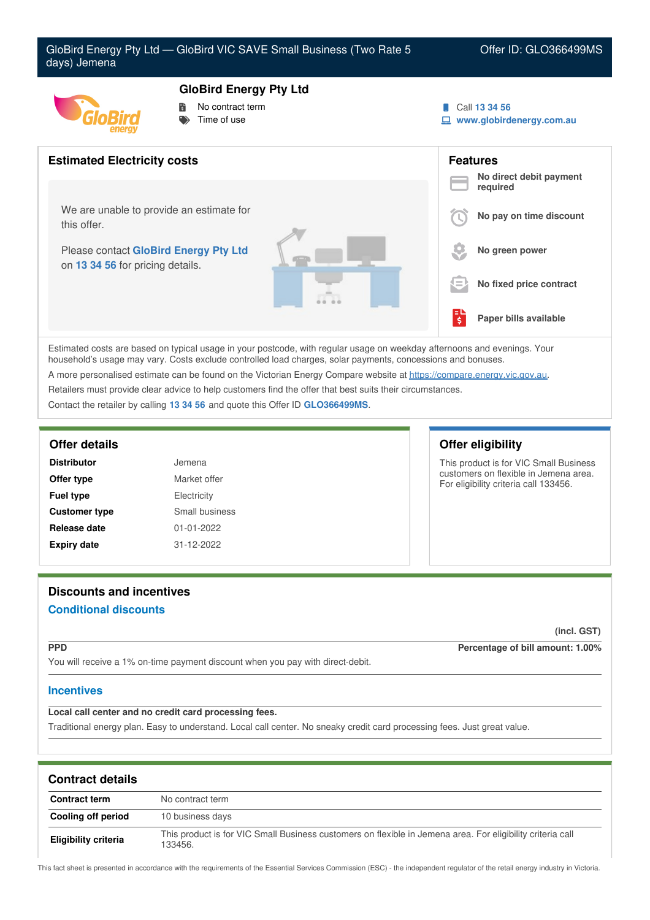# GloBird Energy Pty Ltd — GloBird VIC SAVE Small Business (Two Rate 5 days) Jemena

Offer ID: GLO366499MS

## GloBird Energy Pty Ltd

- No contract term
- Time of use

Call 13 34 56
www.globirdenergy.com.au

## Estimated Electricity costs

We are unable to provide an estimate for this offer.

Please contact **GloBird Energy Pty Ltd** on **13 34 56** for pricing details.

## Features

- **No direct debit payment required**
- **No pay on time discount**
- **No green power**
- **No fixed price contract**
- **Paper bills available**

Estimated costs are based on typical usage in your postcode, with regular usage on weekday afternoons and evenings. Your household's usage may vary. Costs exclude controlled load charges, solar payments, concessions and bonuses.

A more personalised estimate can be found on the Victorian Energy Compare website at https://compare.energy.vic.gov.au.

Retailers must provide clear advice to help customers find the offer that best suits their circumstances.

Contact the retailer by calling **13 34 56** and quote this Offer ID **GLO366499MS**.

## Offer details

| | |
|---|---|
| **Distributor** | Jemena |
| **Offer type** | Market offer |
| **Fuel type** | Electricity |
| **Customer type** | Small business |
| **Release date** | 01-01-2022 |
| **Expiry date** | 31-12-2022 |

## Offer eligibility

This product is for VIC Small Business customers on flexible in Jemena area. For eligibility criteria call 133456.

## Discounts and incentives

### Conditional discounts

(incl. GST)

**PPD** — **Percentage of bill amount: 1.00%**

You will receive a 1% on-time payment discount when you pay with direct-debit.

### Incentives

**Local call center and no credit card processing fees.**

Traditional energy plan. Easy to understand. Local call center. No sneaky credit card processing fees. Just great value.

## Contract details

| | |
|---|---|
| **Contract term** | No contract term |
| **Cooling off period** | 10 business days |
| **Eligibility criteria** | This product is for VIC Small Business customers on flexible in Jemena area. For eligibility criteria call 133456. |

This fact sheet is presented in accordance with the requirements of the Essential Services Commission (ESC) - the independent regulator of the retail energy industry in Victoria.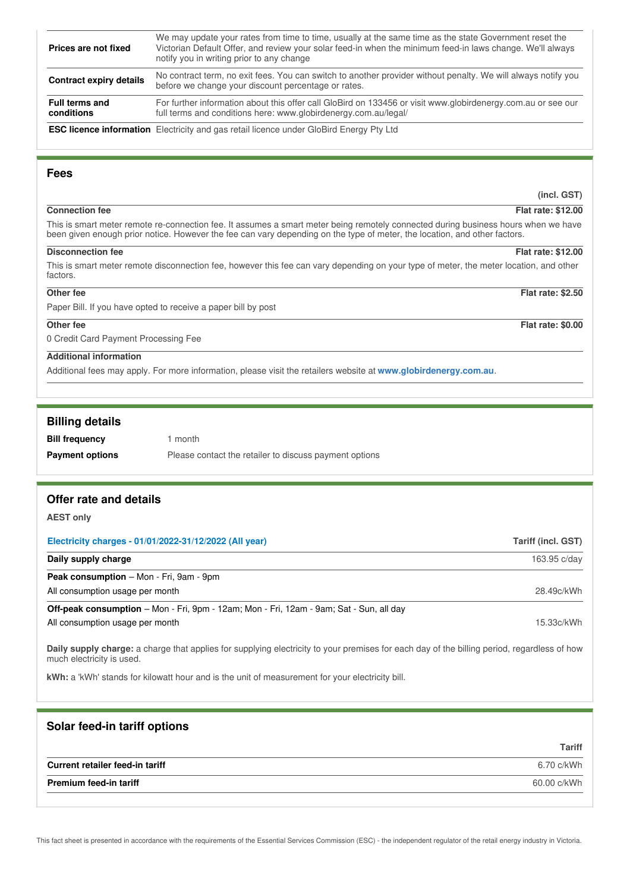| | |
|---|---|
| **Prices are not fixed** | We may update your rates from time to time, usually at the same time as the state Government reset the Victorian Default Offer, and review your solar feed-in when the minimum feed-in laws change. We'll always notify you in writing prior to any change |
| **Contract expiry details** | No contract term, no exit fees. You can switch to another provider without penalty. We will always notify you before we change your discount percentage or rates. |
| **Full terms and conditions** | For further information about this offer call GloBird on 133456 or visit www.globirdenergy.com.au or see our full terms and conditions here: www.globirdenergy.com.au/legal/ |
| **ESC licence information** | Electricity and gas retail licence under GloBird Energy Pty Ltd |

## Fees

| | **(incl. GST)** |
|---|---|
| **Connection fee** | **Flat rate: $12.00** |

This is smart meter remote re-connection fee. It assumes a smart meter being remotely connected during business hours when we have been given enough prior notice. However the fee can vary depending on the type of meter, the location, and other factors.

| | |
|---|---|
| **Disconnection fee** | **Flat rate: $12.00** |

This is smart meter remote disconnection fee, however this fee can vary depending on your type of meter, the meter location, and other factors.

| | |
|---|---|
| **Other fee** | **Flat rate: $2.50** |

Paper Bill. If you have opted to receive a paper bill by post

| | |
|---|---|
| **Other fee** | **Flat rate: $0.00** |

0 Credit Card Payment Processing Fee

**Additional information**

Additional fees may apply. For more information, please visit the retailers website at **www.globirdenergy.com.au**.

## Billing details

| | |
|---|---|
| **Bill frequency** | 1 month |
| **Payment options** | Please contact the retailer to discuss payment options |

## Offer rate and details

**AEST only**

| **Electricity charges - 01/01/2022-31/12/2022 (All year)** | **Tariff (incl. GST)** |
|---|---|
| **Daily supply charge** | 163.95 c/day |
| **Peak consumption** – Mon - Fri, 9am - 9pm | |
| All consumption usage per month | 28.49c/kWh |
| **Off-peak consumption** – Mon - Fri, 9pm - 12am; Mon - Fri, 12am - 9am; Sat - Sun, all day | |
| All consumption usage per month | 15.33c/kWh |

**Daily supply charge:** a charge that applies for supplying electricity to your premises for each day of the billing period, regardless of how much electricity is used.

**kWh:** a 'kWh' stands for kilowatt hour and is the unit of measurement for your electricity bill.

## Solar feed-in tariff options

| | **Tariff** |
|---|---|
| **Current retailer feed-in tariff** | 6.70 c/kWh |
| **Premium feed-in tariff** | 60.00 c/kWh |

This fact sheet is presented in accordance with the requirements of the Essential Services Commission (ESC) - the independent regulator of the retail energy industry in Victoria.